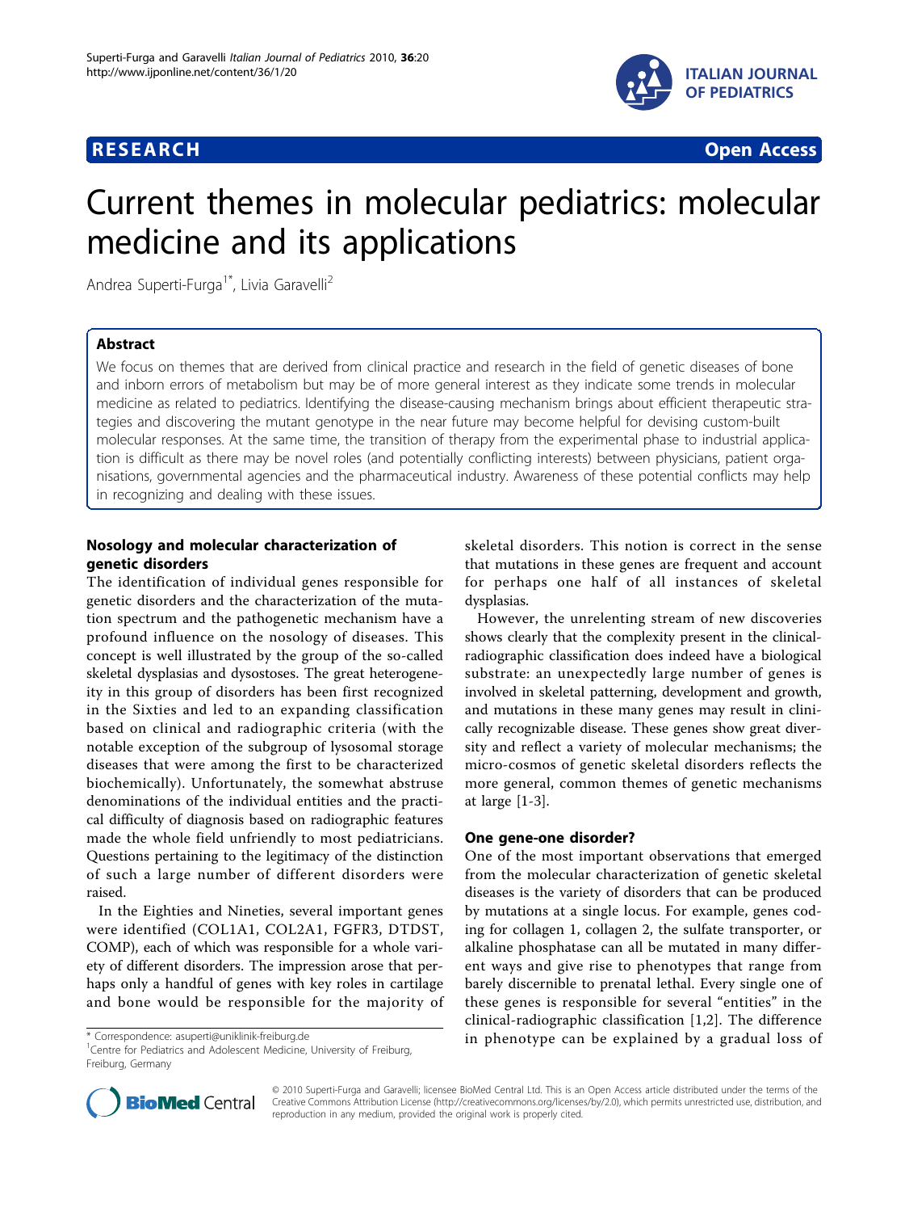**RESEARCH** **Open Access**

# Current themes in molecular pediatrics: molecular medicine and its applications

Andrea Superti-Furga[1*], Livia Garavelli[2]

## Abstract

We focus on themes that are derived from clinical practice and research in the field of genetic diseases of bone and inborn errors of metabolism but may be of more general interest as they indicate some trends in molecular medicine as related to pediatrics. Identifying the disease-causing mechanism brings about efficient therapeutic strategies and discovering the mutant genotype in the near future may become helpful for devising custom-built molecular responses. At the same time, the transition of therapy from the experimental phase to industrial application is difficult as there may be novel roles (and potentially conflicting interests) between physicians, patient organisations, governmental agencies and the pharmaceutical industry. Awareness of these potential conflicts may help in recognizing and dealing with these issues.

### Nosology and molecular characterization of genetic disorders

The identification of individual genes responsible for genetic disorders and the characterization of the mutation spectrum and the pathogenetic mechanism have a profound influence on the nosology of diseases. This concept is well illustrated by the group of the so-called skeletal dysplasias and dysostoses. The great heterogeneity in this group of disorders has been first recognized in the Sixties and led to an expanding classification based on clinical and radiographic criteria (with the notable exception of the subgroup of lysosomal storage diseases that were among the first to be characterized biochemically). Unfortunately, the somewhat abstruse denominations of the individual entities and the practical difficulty of diagnosis based on radiographic features made the whole field unfriendly to most pediatricians. Questions pertaining to the legitimacy of the distinction of such a large number of different disorders were raised.

In the Eighties and Nineties, several important genes were identified (COL1A1, COL2A1, FGFR3, DTDST, COMP), each of which was responsible for a whole variety of different disorders. The impression arose that perhaps only a handful of genes with key roles in cartilage and bone would be responsible for the majority of skeletal disorders. This notion is correct in the sense that mutations in these genes are frequent and account for perhaps one half of all instances of skeletal dysplasias.

However, the unrelenting stream of new discoveries shows clearly that the complexity present in the clinical-radiographic classification does indeed have a biological substrate: an unexpectedly large number of genes is involved in skeletal patterning, development and growth, and mutations in these many genes may result in clinically recognizable disease. These genes show great diversity and reflect a variety of molecular mechanisms; the micro-cosmos of genetic skeletal disorders reflects the more general, common themes of genetic mechanisms at large [1-3].

### One gene-one disorder?

One of the most important observations that emerged from the molecular characterization of genetic skeletal diseases is the variety of disorders that can be produced by mutations at a single locus. For example, genes coding for collagen 1, collagen 2, the sulfate transporter, or alkaline phosphatase can all be mutated in many different ways and give rise to phenotypes that range from barely discernible to prenatal lethal. Every single one of these genes is responsible for several "entities" in the clinical-radiographic classification [1,2]. The difference in phenotype can be explained by a gradual loss of

\* Correspondence: asuperti@uniklinik-freiburg.de
[1]Centre for Pediatrics and Adolescent Medicine, University of Freiburg, Freiburg, Germany

© 2010 Superti-Furga and Garavelli; licensee BioMed Central Ltd. This is an Open Access article distributed under the terms of the Creative Commons Attribution License (http://creativecommons.org/licenses/by/2.0), which permits unrestricted use, distribution, and reproduction in any medium, provided the original work is properly cited.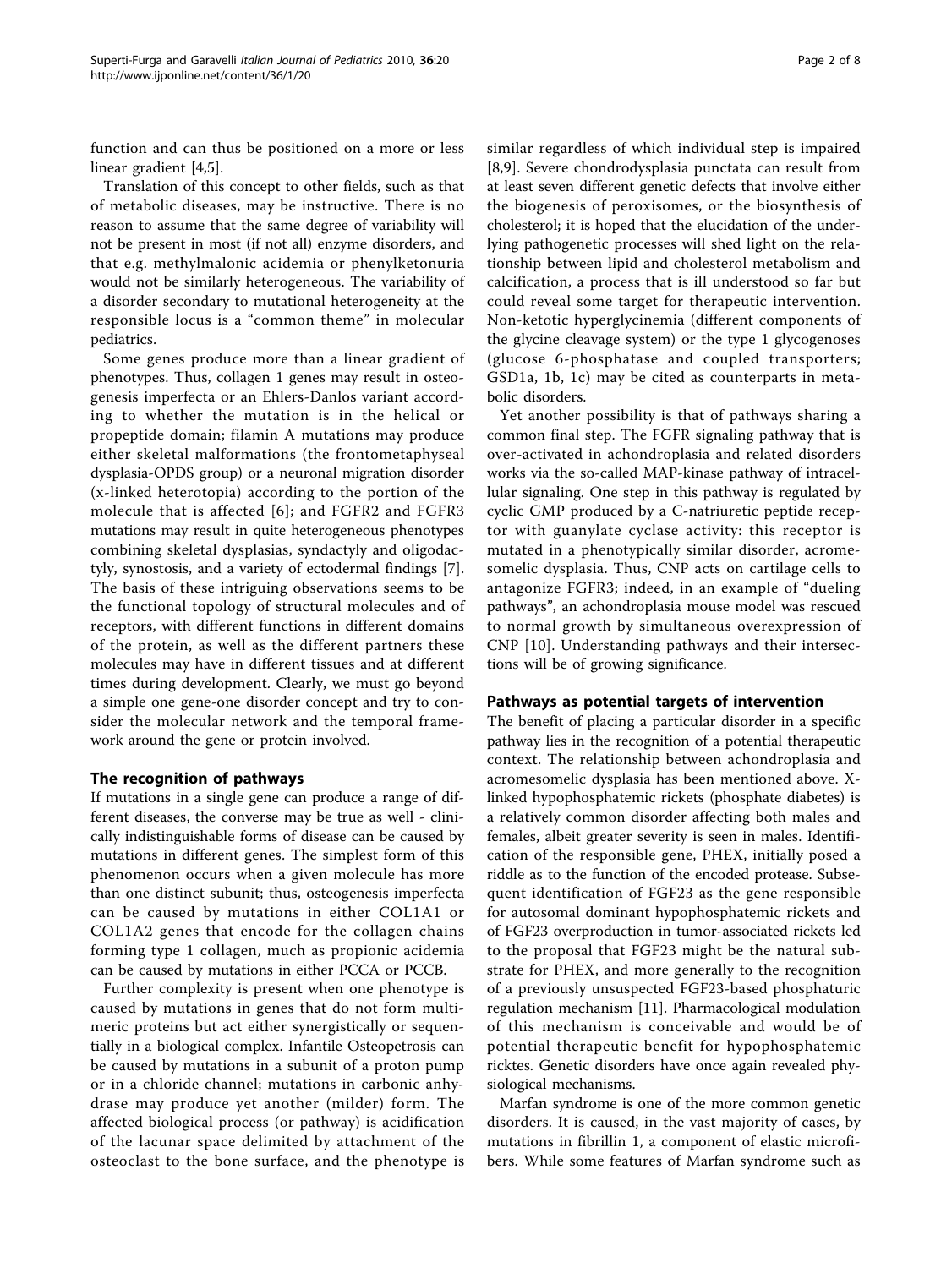function and can thus be positioned on a more or less linear gradient [4,5].

Translation of this concept to other fields, such as that of metabolic diseases, may be instructive. There is no reason to assume that the same degree of variability will not be present in most (if not all) enzyme disorders, and that e.g. methylmalonic acidemia or phenylketonuria would not be similarly heterogeneous. The variability of a disorder secondary to mutational heterogeneity at the responsible locus is a "common theme" in molecular pediatrics.

Some genes produce more than a linear gradient of phenotypes. Thus, collagen 1 genes may result in osteogenesis imperfecta or an Ehlers-Danlos variant according to whether the mutation is in the helical or propeptide domain; filamin A mutations may produce either skeletal malformations (the frontometaphyseal dysplasia-OPDS group) or a neuronal migration disorder (x-linked heterotopia) according to the portion of the molecule that is affected [6]; and FGFR2 and FGFR3 mutations may result in quite heterogeneous phenotypes combining skeletal dysplasias, syndactyly and oligodactyly, synostosis, and a variety of ectodermal findings [7]. The basis of these intriguing observations seems to be the functional topology of structural molecules and of receptors, with different functions in different domains of the protein, as well as the different partners these molecules may have in different tissues and at different times during development. Clearly, we must go beyond a simple one gene-one disorder concept and try to consider the molecular network and the temporal framework around the gene or protein involved.

## The recognition of pathways

If mutations in a single gene can produce a range of different diseases, the converse may be true as well - clinically indistinguishable forms of disease can be caused by mutations in different genes. The simplest form of this phenomenon occurs when a given molecule has more than one distinct subunit; thus, osteogenesis imperfecta can be caused by mutations in either COL1A1 or COL1A2 genes that encode for the collagen chains forming type 1 collagen, much as propionic acidemia can be caused by mutations in either PCCA or PCCB.

Further complexity is present when one phenotype is caused by mutations in genes that do not form multimeric proteins but act either synergistically or sequentially in a biological complex. Infantile Osteopetrosis can be caused by mutations in a subunit of a proton pump or in a chloride channel; mutations in carbonic anhydrase may produce yet another (milder) form. The affected biological process (or pathway) is acidification of the lacunar space delimited by attachment of the osteoclast to the bone surface, and the phenotype is similar regardless of which individual step is impaired [8,9]. Severe chondrodysplasia punctata can result from at least seven different genetic defects that involve either the biogenesis of peroxisomes, or the biosynthesis of cholesterol; it is hoped that the elucidation of the underlying pathogenetic processes will shed light on the relationship between lipid and cholesterol metabolism and calcification, a process that is ill understood so far but could reveal some target for therapeutic intervention. Non-ketotic hyperglycinemia (different components of the glycine cleavage system) or the type 1 glycogenoses (glucose 6-phosphatase and coupled transporters; GSD1a, 1b, 1c) may be cited as counterparts in metabolic disorders.

Yet another possibility is that of pathways sharing a common final step. The FGFR signaling pathway that is over-activated in achondroplasia and related disorders works via the so-called MAP-kinase pathway of intracellular signaling. One step in this pathway is regulated by cyclic GMP produced by a C-natriuretic peptide receptor with guanylate cyclase activity: this receptor is mutated in a phenotypically similar disorder, acromesomelic dysplasia. Thus, CNP acts on cartilage cells to antagonize FGFR3; indeed, in an example of "dueling pathways", an achondroplasia mouse model was rescued to normal growth by simultaneous overexpression of CNP [10]. Understanding pathways and their intersections will be of growing significance.

## Pathways as potential targets of intervention

The benefit of placing a particular disorder in a specific pathway lies in the recognition of a potential therapeutic context. The relationship between achondroplasia and acromesomelic dysplasia has been mentioned above. X-linked hypophosphatemic rickets (phosphate diabetes) is a relatively common disorder affecting both males and females, albeit greater severity is seen in males. Identification of the responsible gene, PHEX, initially posed a riddle as to the function of the encoded protease. Subsequent identification of FGF23 as the gene responsible for autosomal dominant hypophosphatemic rickets and of FGF23 overproduction in tumor-associated rickets led to the proposal that FGF23 might be the natural substrate for PHEX, and more generally to the recognition of a previously unsuspected FGF23-based phosphaturic regulation mechanism [11]. Pharmacological modulation of this mechanism is conceivable and would be of potential therapeutic benefit for hypophosphatemic ricktes. Genetic disorders have once again revealed physiological mechanisms.

Marfan syndrome is one of the more common genetic disorders. It is caused, in the vast majority of cases, by mutations in fibrillin 1, a component of elastic microfibers. While some features of Marfan syndrome such as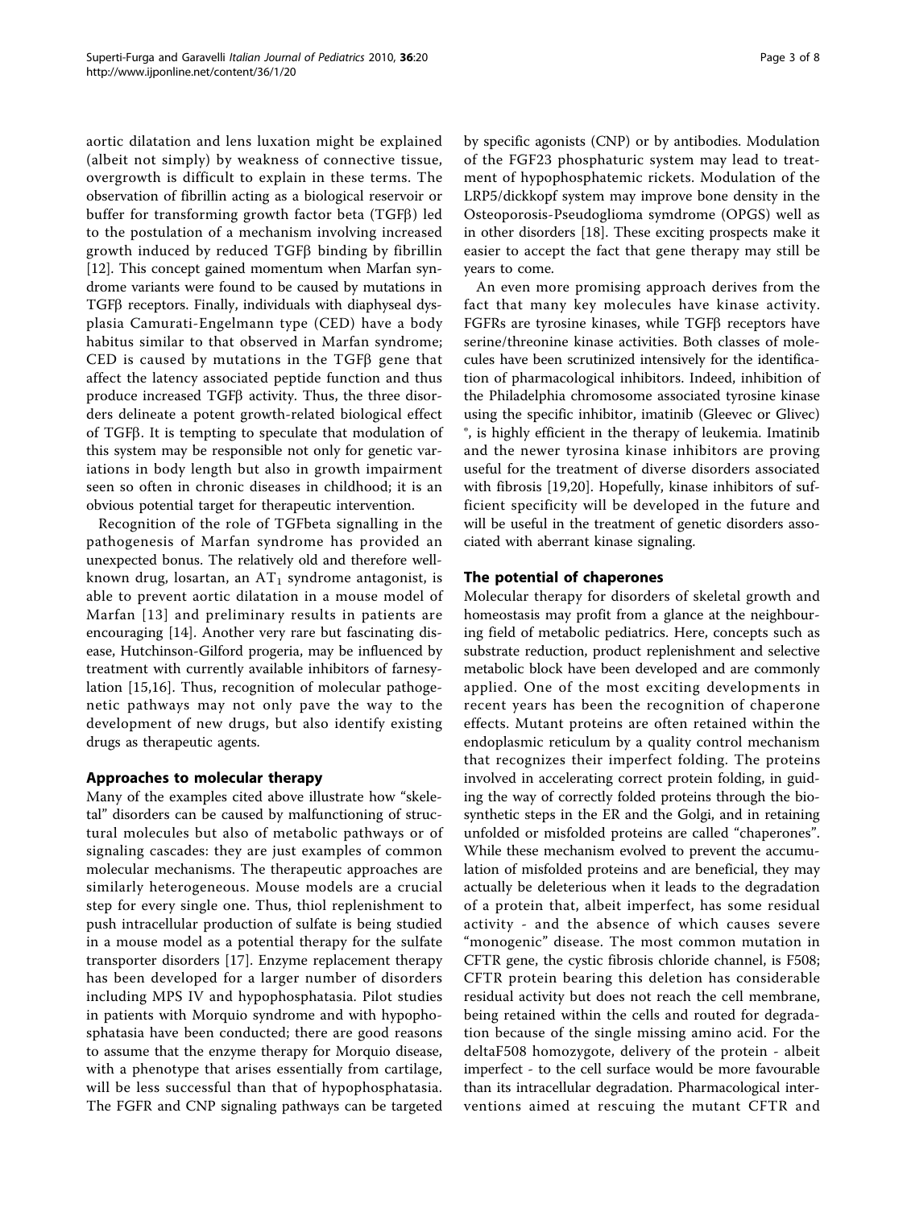aortic dilatation and lens luxation might be explained (albeit not simply) by weakness of connective tissue, overgrowth is difficult to explain in these terms. The observation of fibrillin acting as a biological reservoir or buffer for transforming growth factor beta (TGFβ) led to the postulation of a mechanism involving increased growth induced by reduced TGFβ binding by fibrillin [12]. This concept gained momentum when Marfan syndrome variants were found to be caused by mutations in TGFβ receptors. Finally, individuals with diaphyseal dysplasia Camurati-Engelmann type (CED) have a body habitus similar to that observed in Marfan syndrome; CED is caused by mutations in the TGFβ gene that affect the latency associated peptide function and thus produce increased TGFβ activity. Thus, the three disorders delineate a potent growth-related biological effect of TGFβ. It is tempting to speculate that modulation of this system may be responsible not only for genetic variations in body length but also in growth impairment seen so often in chronic diseases in childhood; it is an obvious potential target for therapeutic intervention.

Recognition of the role of TGFbeta signalling in the pathogenesis of Marfan syndrome has provided an unexpected bonus. The relatively old and therefore well-known drug, losartan, an $AT_1$ syndrome antagonist, is able to prevent aortic dilatation in a mouse model of Marfan [13] and preliminary results in patients are encouraging [14]. Another very rare but fascinating disease, Hutchinson-Gilford progeria, may be influenced by treatment with currently available inhibitors of farnesylation [15,16]. Thus, recognition of molecular pathogenetic pathways may not only pave the way to the development of new drugs, but also identify existing drugs as therapeutic agents.

## Approaches to molecular therapy

Many of the examples cited above illustrate how "skeletal" disorders can be caused by malfunctioning of structural molecules but also of metabolic pathways or of signaling cascades: they are just examples of common molecular mechanisms. The therapeutic approaches are similarly heterogeneous. Mouse models are a crucial step for every single one. Thus, thiol replenishment to push intracellular production of sulfate is being studied in a mouse model as a potential therapy for the sulfate transporter disorders [17]. Enzyme replacement therapy has been developed for a larger number of disorders including MPS IV and hypophosphatasia. Pilot studies in patients with Morquio syndrome and with hypophosphatasia have been conducted; there are good reasons to assume that the enzyme therapy for Morquio disease, with a phenotype that arises essentially from cartilage, will be less successful than that of hypophosphatasia. The FGFR and CNP signaling pathways can be targeted by specific agonists (CNP) or by antibodies. Modulation of the FGF23 phosphaturic system may lead to treatment of hypophosphatemic rickets. Modulation of the LRP5/dickkopf system may improve bone density in the Osteoporosis-Pseudoglioma symdrome (OPGS) well as in other disorders [18]. These exciting prospects make it easier to accept the fact that gene therapy may still be years to come.

An even more promising approach derives from the fact that many key molecules have kinase activity. FGFRs are tyrosine kinases, while TGFβ receptors have serine/threonine kinase activities. Both classes of molecules have been scrutinized intensively for the identification of pharmacological inhibitors. Indeed, inhibition of the Philadelphia chromosome associated tyrosine kinase using the specific inhibitor, imatinib (Gleevec or Glivec) ®, is highly efficient in the therapy of leukemia. Imatinib and the newer tyrosina kinase inhibitors are proving useful for the treatment of diverse disorders associated with fibrosis [19,20]. Hopefully, kinase inhibitors of sufficient specificity will be developed in the future and will be useful in the treatment of genetic disorders associated with aberrant kinase signaling.

## The potential of chaperones

Molecular therapy for disorders of skeletal growth and homeostasis may profit from a glance at the neighbouring field of metabolic pediatrics. Here, concepts such as substrate reduction, product replenishment and selective metabolic block have been developed and are commonly applied. One of the most exciting developments in recent years has been the recognition of chaperone effects. Mutant proteins are often retained within the endoplasmic reticulum by a quality control mechanism that recognizes their imperfect folding. The proteins involved in accelerating correct protein folding, in guiding the way of correctly folded proteins through the biosynthetic steps in the ER and the Golgi, and in retaining unfolded or misfolded proteins are called "chaperones". While these mechanism evolved to prevent the accumulation of misfolded proteins and are beneficial, they may actually be deleterious when it leads to the degradation of a protein that, albeit imperfect, has some residual activity - and the absence of which causes severe "monogenic" disease. The most common mutation in CFTR gene, the cystic fibrosis chloride channel, is F508; CFTR protein bearing this deletion has considerable residual activity but does not reach the cell membrane, being retained within the cells and routed for degradation because of the single missing amino acid. For the deltaF508 homozygote, delivery of the protein - albeit imperfect - to the cell surface would be more favourable than its intracellular degradation. Pharmacological interventions aimed at rescuing the mutant CFTR and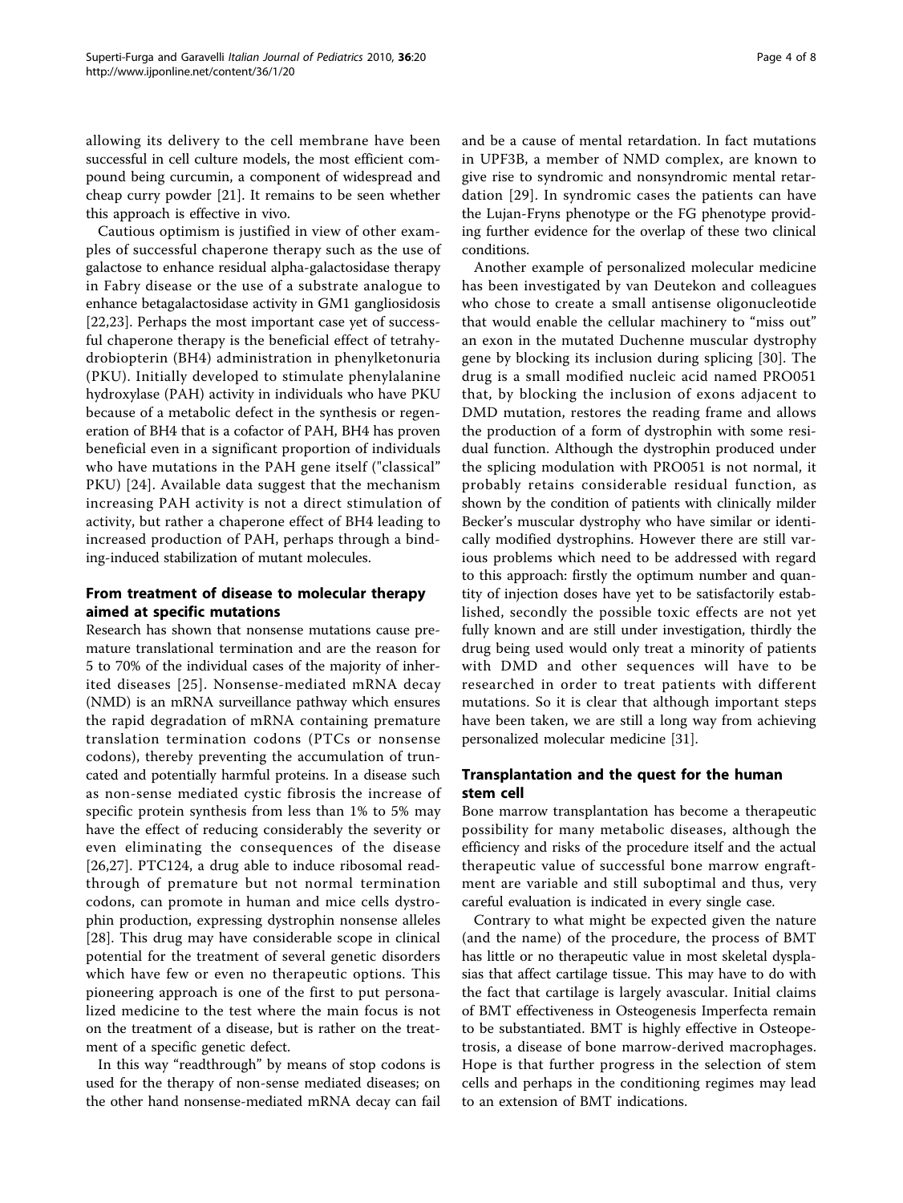allowing its delivery to the cell membrane have been successful in cell culture models, the most efficient compound being curcumin, a component of widespread and cheap curry powder [21]. It remains to be seen whether this approach is effective in vivo.

Cautious optimism is justified in view of other examples of successful chaperone therapy such as the use of galactose to enhance residual alpha-galactosidase therapy in Fabry disease or the use of a substrate analogue to enhance betagalactosidase activity in GM1 gangliosidosis [22,23]. Perhaps the most important case yet of successful chaperone therapy is the beneficial effect of tetrahydrobiopterin (BH4) administration in phenylketonuria (PKU). Initially developed to stimulate phenylalanine hydroxylase (PAH) activity in individuals who have PKU because of a metabolic defect in the synthesis or regeneration of BH4 that is a cofactor of PAH, BH4 has proven beneficial even in a significant proportion of individuals who have mutations in the PAH gene itself ("classical" PKU) [24]. Available data suggest that the mechanism increasing PAH activity is not a direct stimulation of activity, but rather a chaperone effect of BH4 leading to increased production of PAH, perhaps through a binding-induced stabilization of mutant molecules.

## From treatment of disease to molecular therapy aimed at specific mutations

Research has shown that nonsense mutations cause premature translational termination and are the reason for 5 to 70% of the individual cases of the majority of inherited diseases [25]. Nonsense-mediated mRNA decay (NMD) is an mRNA surveillance pathway which ensures the rapid degradation of mRNA containing premature translation termination codons (PTCs or nonsense codons), thereby preventing the accumulation of truncated and potentially harmful proteins. In a disease such as non-sense mediated cystic fibrosis the increase of specific protein synthesis from less than 1% to 5% may have the effect of reducing considerably the severity or even eliminating the consequences of the disease [26,27]. PTC124, a drug able to induce ribosomal readthrough of premature but not normal termination codons, can promote in human and mice cells dystrophin production, expressing dystrophin nonsense alleles [28]. This drug may have considerable scope in clinical potential for the treatment of several genetic disorders which have few or even no therapeutic options. This pioneering approach is one of the first to put personalized medicine to the test where the main focus is not on the treatment of a disease, but is rather on the treatment of a specific genetic defect.

In this way "readthrough" by means of stop codons is used for the therapy of non-sense mediated diseases; on the other hand nonsense-mediated mRNA decay can fail and be a cause of mental retardation. In fact mutations in UPF3B, a member of NMD complex, are known to give rise to syndromic and nonsyndromic mental retardation [29]. In syndromic cases the patients can have the Lujan-Fryns phenotype or the FG phenotype providing further evidence for the overlap of these two clinical conditions.

Another example of personalized molecular medicine has been investigated by van Deutekon and colleagues who chose to create a small antisense oligonucleotide that would enable the cellular machinery to "miss out" an exon in the mutated Duchenne muscular dystrophy gene by blocking its inclusion during splicing [30]. The drug is a small modified nucleic acid named PRO051 that, by blocking the inclusion of exons adjacent to DMD mutation, restores the reading frame and allows the production of a form of dystrophin with some residual function. Although the dystrophin produced under the splicing modulation with PRO051 is not normal, it probably retains considerable residual function, as shown by the condition of patients with clinically milder Becker's muscular dystrophy who have similar or identically modified dystrophins. However there are still various problems which need to be addressed with regard to this approach: firstly the optimum number and quantity of injection doses have yet to be satisfactorily established, secondly the possible toxic effects are not yet fully known and are still under investigation, thirdly the drug being used would only treat a minority of patients with DMD and other sequences will have to be researched in order to treat patients with different mutations. So it is clear that although important steps have been taken, we are still a long way from achieving personalized molecular medicine [31].

## Transplantation and the quest for the human stem cell

Bone marrow transplantation has become a therapeutic possibility for many metabolic diseases, although the efficiency and risks of the procedure itself and the actual therapeutic value of successful bone marrow engraftment are variable and still suboptimal and thus, very careful evaluation is indicated in every single case.

Contrary to what might be expected given the nature (and the name) of the procedure, the process of BMT has little or no therapeutic value in most skeletal dysplasias that affect cartilage tissue. This may have to do with the fact that cartilage is largely avascular. Initial claims of BMT effectiveness in Osteogenesis Imperfecta remain to be substantiated. BMT is highly effective in Osteopetrosis, a disease of bone marrow-derived macrophages. Hope is that further progress in the selection of stem cells and perhaps in the conditioning regimes may lead to an extension of BMT indications.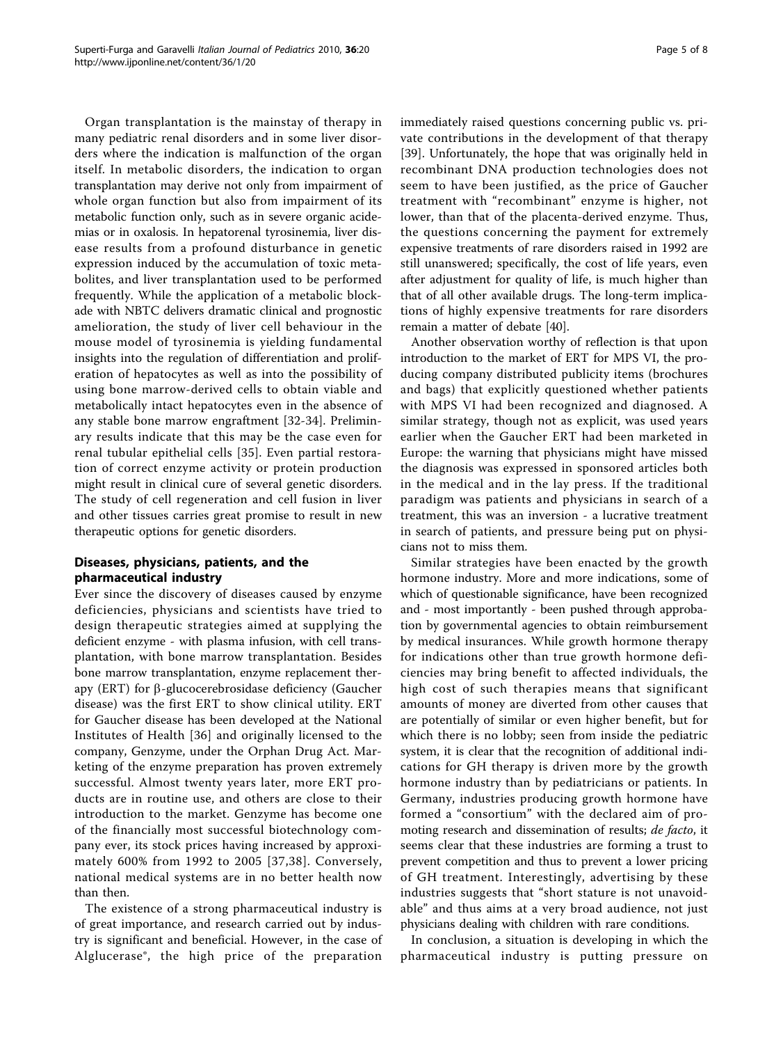Organ transplantation is the mainstay of therapy in many pediatric renal disorders and in some liver disorders where the indication is malfunction of the organ itself. In metabolic disorders, the indication to organ transplantation may derive not only from impairment of whole organ function but also from impairment of its metabolic function only, such as in severe organic acidemias or in oxalosis. In hepatorenal tyrosinemia, liver disease results from a profound disturbance in genetic expression induced by the accumulation of toxic metabolites, and liver transplantation used to be performed frequently. While the application of a metabolic blockade with NBTC delivers dramatic clinical and prognostic amelioration, the study of liver cell behaviour in the mouse model of tyrosinemia is yielding fundamental insights into the regulation of differentiation and proliferation of hepatocytes as well as into the possibility of using bone marrow-derived cells to obtain viable and metabolically intact hepatocytes even in the absence of any stable bone marrow engraftment [32-34]. Preliminary results indicate that this may be the case even for renal tubular epithelial cells [35]. Even partial restoration of correct enzyme activity or protein production might result in clinical cure of several genetic disorders. The study of cell regeneration and cell fusion in liver and other tissues carries great promise to result in new therapeutic options for genetic disorders.

## Diseases, physicians, patients, and the pharmaceutical industry

Ever since the discovery of diseases caused by enzyme deficiencies, physicians and scientists have tried to design therapeutic strategies aimed at supplying the deficient enzyme - with plasma infusion, with cell transplantation, with bone marrow transplantation. Besides bone marrow transplantation, enzyme replacement therapy (ERT) for β-glucocerebrosidase deficiency (Gaucher disease) was the first ERT to show clinical utility. ERT for Gaucher disease has been developed at the National Institutes of Health [36] and originally licensed to the company, Genzyme, under the Orphan Drug Act. Marketing of the enzyme preparation has proven extremely successful. Almost twenty years later, more ERT products are in routine use, and others are close to their introduction to the market. Genzyme has become one of the financially most successful biotechnology company ever, its stock prices having increased by approximately 600% from 1992 to 2005 [37,38]. Conversely, national medical systems are in no better health now than then.

The existence of a strong pharmaceutical industry is of great importance, and research carried out by industry is significant and beneficial. However, in the case of Alglucerase®, the high price of the preparation immediately raised questions concerning public vs. private contributions in the development of that therapy [39]. Unfortunately, the hope that was originally held in recombinant DNA production technologies does not seem to have been justified, as the price of Gaucher treatment with "recombinant" enzyme is higher, not lower, than that of the placenta-derived enzyme. Thus, the questions concerning the payment for extremely expensive treatments of rare disorders raised in 1992 are still unanswered; specifically, the cost of life years, even after adjustment for quality of life, is much higher than that of all other available drugs. The long-term implications of highly expensive treatments for rare disorders remain a matter of debate [40].

Another observation worthy of reflection is that upon introduction to the market of ERT for MPS VI, the producing company distributed publicity items (brochures and bags) that explicitly questioned whether patients with MPS VI had been recognized and diagnosed. A similar strategy, though not as explicit, was used years earlier when the Gaucher ERT had been marketed in Europe: the warning that physicians might have missed the diagnosis was expressed in sponsored articles both in the medical and in the lay press. If the traditional paradigm was patients and physicians in search of a treatment, this was an inversion - a lucrative treatment in search of patients, and pressure being put on physicians not to miss them.

Similar strategies have been enacted by the growth hormone industry. More and more indications, some of which of questionable significance, have been recognized and - most importantly - been pushed through approbation by governmental agencies to obtain reimbursement by medical insurances. While growth hormone therapy for indications other than true growth hormone deficiencies may bring benefit to affected individuals, the high cost of such therapies means that significant amounts of money are diverted from other causes that are potentially of similar or even higher benefit, but for which there is no lobby; seen from inside the pediatric system, it is clear that the recognition of additional indications for GH therapy is driven more by the growth hormone industry than by pediatricians or patients. In Germany, industries producing growth hormone have formed a "consortium" with the declared aim of promoting research and dissemination of results; *de facto*, it seems clear that these industries are forming a trust to prevent competition and thus to prevent a lower pricing of GH treatment. Interestingly, advertising by these industries suggests that "short stature is not unavoidable" and thus aims at a very broad audience, not just physicians dealing with children with rare conditions.

In conclusion, a situation is developing in which the pharmaceutical industry is putting pressure on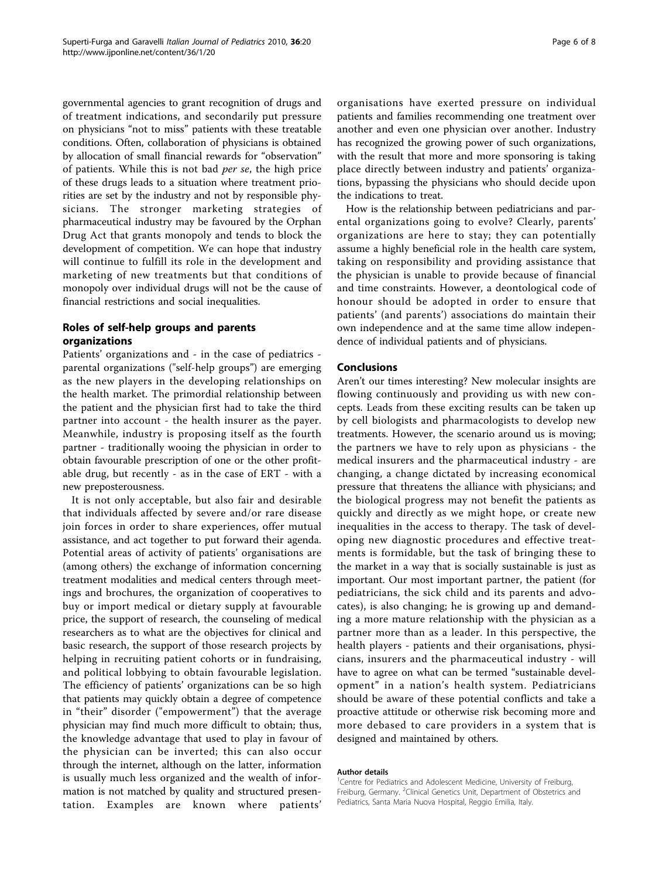governmental agencies to grant recognition of drugs and of treatment indications, and secondarily put pressure on physicians "not to miss" patients with these treatable conditions. Often, collaboration of physicians is obtained by allocation of small financial rewards for "observation" of patients. While this is not bad *per se*, the high price of these drugs leads to a situation where treatment priorities are set by the industry and not by responsible physicians. The stronger marketing strategies of pharmaceutical industry may be favoured by the Orphan Drug Act that grants monopoly and tends to block the development of competition. We can hope that industry will continue to fulfill its role in the development and marketing of new treatments but that conditions of monopoly over individual drugs will not be the cause of financial restrictions and social inequalities.

## Roles of self-help groups and parents organizations

Patients' organizations and - in the case of pediatrics - parental organizations ("self-help groups") are emerging as the new players in the developing relationships on the health market. The primordial relationship between the patient and the physician first had to take the third partner into account - the health insurer as the payer. Meanwhile, industry is proposing itself as the fourth partner - traditionally wooing the physician in order to obtain favourable prescription of one or the other profitable drug, but recently - as in the case of ERT - with a new preposterousness.

It is not only acceptable, but also fair and desirable that individuals affected by severe and/or rare disease join forces in order to share experiences, offer mutual assistance, and act together to put forward their agenda. Potential areas of activity of patients' organisations are (among others) the exchange of information concerning treatment modalities and medical centers through meetings and brochures, the organization of cooperatives to buy or import medical or dietary supply at favourable price, the support of research, the counseling of medical researchers as to what are the objectives for clinical and basic research, the support of those research projects by helping in recruiting patient cohorts or in fundraising, and political lobbying to obtain favourable legislation. The efficiency of patients' organizations can be so high that patients may quickly obtain a degree of competence in "their" disorder ("empowerment") that the average physician may find much more difficult to obtain; thus, the knowledge advantage that used to play in favour of the physician can be inverted; this can also occur through the internet, although on the latter, information is usually much less organized and the wealth of information is not matched by quality and structured presentation. Examples are known where patients' organisations have exerted pressure on individual patients and families recommending one treatment over another and even one physician over another. Industry has recognized the growing power of such organizations, with the result that more and more sponsoring is taking place directly between industry and patients' organizations, bypassing the physicians who should decide upon the indications to treat.

How is the relationship between pediatricians and parental organizations going to evolve? Clearly, parents' organizations are here to stay; they can potentially assume a highly beneficial role in the health care system, taking on responsibility and providing assistance that the physician is unable to provide because of financial and time constraints. However, a deontological code of honour should be adopted in order to ensure that patients' (and parents') associations do maintain their own independence and at the same time allow independence of individual patients and of physicians.

## Conclusions

Aren't our times interesting? New molecular insights are flowing continuously and providing us with new concepts. Leads from these exciting results can be taken up by cell biologists and pharmacologists to develop new treatments. However, the scenario around us is moving; the partners we have to rely upon as physicians - the medical insurers and the pharmaceutical industry - are changing, a change dictated by increasing economical pressure that threatens the alliance with physicians; and the biological progress may not benefit the patients as quickly and directly as we might hope, or create new inequalities in the access to therapy. The task of developing new diagnostic procedures and effective treatments is formidable, but the task of bringing these to the market in a way that is socially sustainable is just as important. Our most important partner, the patient (for pediatricians, the sick child and its parents and advocates), is also changing; he is growing up and demanding a more mature relationship with the physician as a partner more than as a leader. In this perspective, the health players - patients and their organisations, physicians, insurers and the pharmaceutical industry - will have to agree on what can be termed "sustainable development" in a nation's health system. Pediatricians should be aware of these potential conflicts and take a proactive attitude or otherwise risk becoming more and more debased to care providers in a system that is designed and maintained by others.

#### Author details

[1]Centre for Pediatrics and Adolescent Medicine, University of Freiburg, Freiburg, Germany. [2]Clinical Genetics Unit, Department of Obstetrics and Pediatrics, Santa Maria Nuova Hospital, Reggio Emilia, Italy.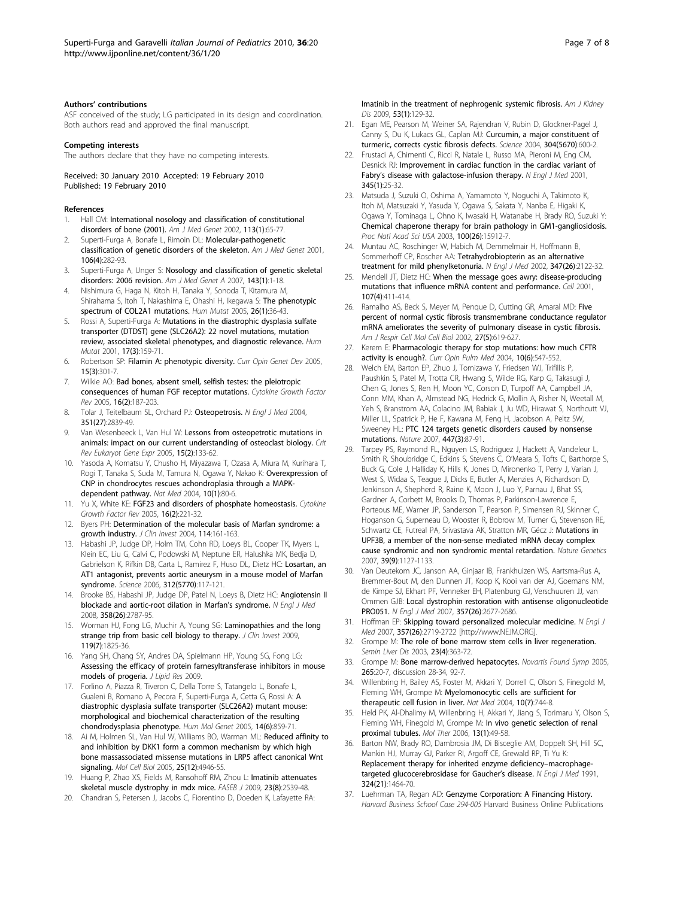#### Authors' contributions

ASF conceived of the study; LG participated in its design and coordination. Both authors read and approved the final manuscript.

#### Competing interests

The authors declare that they have no competing interests.

Received: 30 January 2010 Accepted: 19 February 2010
Published: 19 February 2010

#### References

1. Hall CM: **International nosology and classification of constitutional disorders of bone (2001).** *Am J Med Genet* 2002, **113(1)**:65-77.
2. Superti-Furga A, Bonafe L, Rimoin DL: **Molecular-pathogenetic classification of genetic disorders of the skeleton.** *Am J Med Genet* 2001, **106(4)**:282-93.
3. Superti-Furga A, Unger S: **Nosology and classification of genetic skeletal disorders: 2006 revision.** *Am J Med Genet A* 2007, **143(1)**:1-18.
4. Nishimura G, Haga N, Kitoh H, Tanaka Y, Sonoda T, Kitamura M, Shirahama S, Itoh T, Nakashima E, Ohashi H, Ikegawa S: **The phenotypic spectrum of COL2A1 mutations.** *Hum Mutat* 2005, **26(1)**:36-43.
5. Rossi A, Superti-Furga A: **Mutations in the diastrophic dysplasia sulfate transporter (DTDST) gene (SLC26A2): 22 novel mutations, mutation review, associated skeletal phenotypes, and diagnostic relevance.** *Hum Mutat* 2001, **17(3)**:159-71.
6. Robertson SP: **Filamin A: phenotypic diversity.** *Curr Opin Genet Dev* 2005, **15(3)**:301-7.
7. Wilkie AO: **Bad bones, absent smell, selfish testes: the pleiotropic consequences of human FGF receptor mutations.** *Cytokine Growth Factor Rev* 2005, **16(2)**:187-203.
8. Tolar J, Teitelbaum SL, Orchard PJ: **Osteopetrosis.** *N Engl J Med* 2004, **351(27)**:2839-49.
9. Van Wesenbeeck L, Van Hul W: **Lessons from osteopetrotic mutations in animals: impact on our current understanding of osteoclast biology.** *Crit Rev Eukaryot Gene Expr* 2005, **15(2)**:133-62.
10. Yasoda A, Komatsu Y, Chusho H, Miyazawa T, Ozasa A, Miura M, Kurihara T, Rogi T, Tanaka S, Suda M, Tamura N, Ogawa Y, Nakao K: **Overexpression of CNP in chondrocytes rescues achondroplasia through a MAPK-dependent pathway.** *Nat Med* 2004, **10(1)**:80-6.
11. Yu X, White KE: **FGF23 and disorders of phosphate homeostasis.** *Cytokine Growth Factor Rev* 2005, **16(2)**:221-32.
12. Byers PH: **Determination of the molecular basis of Marfan syndrome: a growth industry.** *J Clin Invest* 2004, **114**:161-163.
13. Habashi JP, Judge DP, Holm TM, Cohn RD, Loeys BL, Cooper TK, Myers L, Klein EC, Liu G, Calvi C, Podowski M, Neptune ER, Halushka MK, Bedja D, Gabrielson K, Rifkin DB, Carta L, Ramirez F, Huso DL, Dietz HC: **Losartan, an AT1 antagonist, prevents aortic aneurysm in a mouse model of Marfan syndrome.** *Science* 2006, **312(5770)**:117-121.
14. Brooke BS, Habashi JP, Judge DP, Patel N, Loeys B, Dietz HC: **Angiotensin II blockade and aortic-root dilation in Marfan's syndrome.** *N Engl J Med* 2008, **358(26)**:2787-95.
15. Worman HJ, Fong LG, Muchir A, Young SG: **Laminopathies and the long strange trip from basic cell biology to therapy.** *J Clin Invest* 2009, **119(7)**:1825-36.
16. Yang SH, Chang SY, Andres DA, Spielmann HP, Young SG, Fong LG: **Assessing the efficacy of protein farnesyltransferase inhibitors in mouse models of progeria.** *J Lipid Res* 2009.
17. Forlino A, Piazza R, Tiveron C, Della Torre S, Tatangelo L, Bonafe L, Gualeni B, Romano A, Pecora F, Superti-Furga A, Cetta G, Rossi A: **A diastrophic dysplasia sulfate transporter (SLC26A2) mutant mouse: morphological and biochemical characterization of the resulting chondrodysplasia phenotype.** *Hum Mol Genet* 2005, **14(6)**:859-71.
18. Ai M, Holmen SL, Van Hul W, Williams BO, Warman ML: **Reduced affinity to and inhibition by DKK1 form a common mechanism by which high bone massassociated missense mutations in LRP5 affect canonical Wnt signaling.** *Mol Cell Biol* 2005, **25(12)**:4946-55.
19. Huang P, Zhao XS, Fields M, Ransohoff RM, Zhou L: **Imatinib attenuates skeletal muscle dystrophy in mdx mice.** *FASEB J* 2009, **23(8)**:2539-48.
20. Chandran S, Petersen J, Jacobs C, Fiorentino D, Doeden K, Lafayette RA: **Imatinib in the treatment of nephrogenic systemic fibrosis.** *Am J Kidney Dis* 2009, **53(1)**:129-32.
21. Egan ME, Pearson M, Weiner SA, Rajendran V, Rubin D, Glockner-Pagel J, Canny S, Du K, Lukacs GL, Caplan MJ: **Curcumin, a major constituent of turmeric, corrects cystic fibrosis defects.** *Science* 2004, **304(5670)**:600-2.
22. Frustaci A, Chimenti C, Ricci R, Natale L, Russo MA, Pieroni M, Eng CM, Desnick RJ: **Improvement in cardiac function in the cardiac variant of Fabry's disease with galactose-infusion therapy.** *N Engl J Med* 2001, **345(1)**:25-32.
23. Matsuda J, Suzuki O, Oshima A, Yamamoto Y, Noguchi A, Takimoto K, Itoh M, Matsuzaki Y, Yasuda Y, Ogawa S, Sakata Y, Nanba E, Higaki K, Ogawa Y, Tominaga L, Ohno K, Iwasaki H, Watanabe H, Brady RO, Suzuki Y: **Chemical chaperone therapy for brain pathology in GM1-gangliosidosis.** *Proc Natl Acad Sci USA* 2003, **100(26)**:15912-7.
24. Muntau AC, Roschinger W, Habich M, Demmelmair H, Hoffmann B, Sommerhoff CP, Roscher AA: **Tetrahydrobiopterin as an alternative treatment for mild phenylketonuria.** *N Engl J Med* 2002, **347(26)**:2122-32.
25. Mendell JT, Dietz HC: **When the message goes awry: disease-producing mutations that influence mRNA content and performance.** *Cell* 2001, **107(4)**:411-414.
26. Ramalho AS, Beck S, Meyer M, Penque D, Cutting GR, Amaral MD: **Five percent of normal cystic fibrosis transmembrane conductance regulator mRNA ameliorates the severity of pulmonary disease in cystic fibrosis.** *Am J Respir Cell Mol Cell Biol* 2002, **27(5)**:619-627.
27. Kerem E: **Pharmacologic therapy for stop mutations: how much CFTR activity is enough?.** *Curr Opin Pulm Med* 2004, **10(6)**:547-552.
28. Welch EM, Barton EP, Zhuo J, Tomizawa Y, Friedsen WJ, Trifillis P, Paushkin S, Patel M, Trotta CR, Hwang S, Wilde RG, Karp G, Takasugi J, Chen G, Jones S, Ren H, Moon YC, Corson D, Turpoff AA, Campbell JA, Conn MM, Khan A, Almstead NG, Hedrick G, Mollin A, Risher N, Weetall M, Yeh S, Branstrom AA, Colacino JM, Babiak J, Ju WD, Hirawat S, Northcutt VJ, Miller LL, Spatrick P, He F, Kawana M, Feng H, Jacobson A, Peltz SW, Sweeney HL: **PTC 124 targets genetic disorders caused by nonsense mutations.** *Nature* 2007, **447(3)**:87-91.
29. Tarpey PS, Raymond FL, Nguyen LS, Rodriguez J, Hackett A, Vandeleur L, Smith R, Shoubridge C, Edkins S, Stevens C, O'Meara S, Tofts C, Barthorpe S, Buck G, Cole J, Halliday K, Hills K, Jones D, Mironenko T, Perry J, Varian J, West S, Widaa S, Teague J, Dicks E, Butler A, Menzies A, Richardson D, Jenkinson A, Shepherd R, Raine K, Moon J, Luo Y, Parnau J, Bhat SS, Gardner A, Corbett M, Brooks D, Thomas P, Parkinson-Lawrence E, Porteous ME, Warner JP, Sanderson T, Pearson P, Simensen RJ, Skinner C, Hoganson G, Superneau D, Wooster R, Bobrow M, Turner G, Stevenson RE, Schwartz CE, Futreal PA, Srivastava AK, Stratton MR, Gécz J: **Mutations in UPF3B, a member of the non-sense mediated mRNA decay complex cause syndromic and non syndromic mental retardation.** *Nature Genetics* 2007, **39(9)**:1127-1133.
30. Van Deutekom JC, Janson AA, Ginjaar IB, Frankhuizen WS, Aartsma-Rus A, Bremmer-Bout M, den Dunnen JT, Koop K, Kooi van der AJ, Goemans NM, de Kimpe SJ, Ekhart PF, Venneker EH, Platenburg GJ, Verschuuren JJ, van Ommen GJB: **Local dystrophin restoration with antisense oligonucleotide PRO051.** *N Engl J Med* 2007, **357(26)**:2677-2686.
31. Hoffman EP: **Skipping toward personalized molecular medicine.** *N Engl J Med* 2007, **357(26)**:2719-2722 [http://www.NEJM.ORG].
32. Grompe M: **The role of bone marrow stem cells in liver regeneration.** *Semin Liver Dis* 2003, **23(4)**:363-72.
33. Grompe M: **Bone marrow-derived hepatocytes.** *Novartis Found Symp* 2005, **265**:20-7, discussion 28-34, 92-7.
34. Willenbring H, Bailey AS, Foster M, Akkari Y, Dorrell C, Olson S, Finegold M, Fleming WH, Grompe M: **Myelomonocytic cells are sufficient for therapeutic cell fusion in liver.** *Nat Med* 2004, **10(7)**:744-8.
35. Held PK, Al-Dhalimy M, Willenbring H, Akkari Y, Jiang S, Torimaru Y, Olson S, Fleming WH, Finegold M, Grompe M: **In vivo genetic selection of renal proximal tubules.** *Mol Ther* 2006, **13(1)**:49-58.
36. Barton NW, Brady RO, Dambrosia JM, Di Bisceglie AM, Doppelt SH, Hill SC, Mankin HJ, Murray GJ, Parker RI, Argoff CE, Grewald RP, Ti Yu K: **Replacement therapy for inherited enzyme deficiency–macrophage-targeted glucocerebrosidase for Gaucher's disease.** *N Engl J Med* 1991, **324(21)**:1464-70.
37. Luehrman TA, Regan AD: **Genzyme Corporation: A Financing History.** *Harvard Business School Case 294-005* Harvard Business Online Publications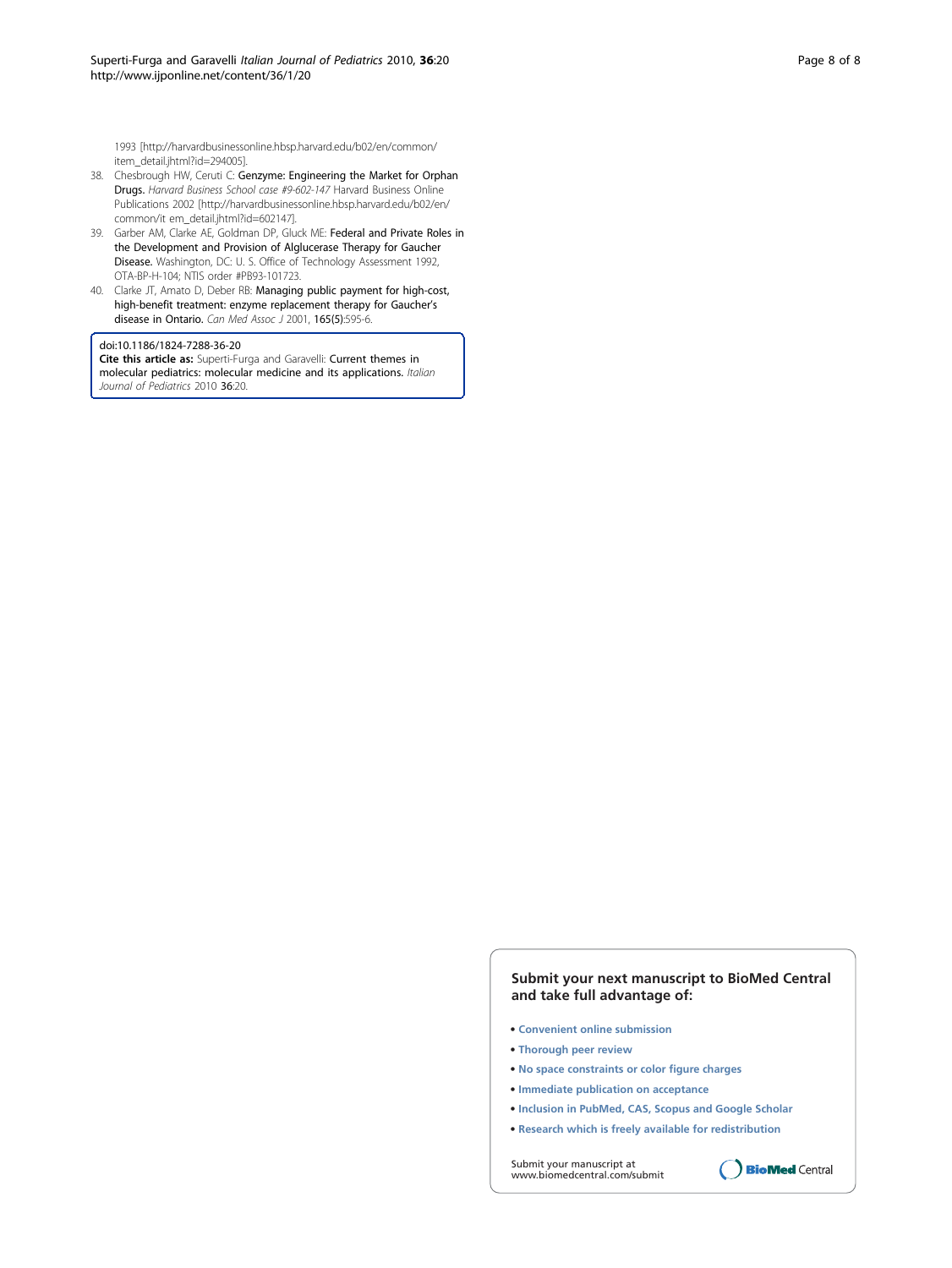1993 [http://harvardbusinessonline.hbsp.harvard.edu/b02/en/common/item_detail.jhtml?id=294005].

38. Chesbrough HW, Ceruti C: **Genzyme: Engineering the Market for Orphan Drugs.** *Harvard Business School case #9-602-147* Harvard Business Online Publications 2002 [http://harvardbusinessonline.hbsp.harvard.edu/b02/en/common/it em_detail.jhtml?id=602147].
39. Garber AM, Clarke AE, Goldman DP, Gluck ME: **Federal and Private Roles in the Development and Provision of Alglucerase Therapy for Gaucher Disease.** Washington, DC: U. S. Office of Technology Assessment 1992, OTA-BP-H-104; NTIS order #PB93-101723.
40. Clarke JT, Amato D, Deber RB: **Managing public payment for high-cost, high-benefit treatment: enzyme replacement therapy for Gaucher's disease in Ontario.** *Can Med Assoc J* 2001, **165(5)**:595-6.

doi:10.1186/1824-7288-36-20

**Cite this article as:** Superti-Furga and Garavelli: **Current themes in molecular pediatrics: molecular medicine and its applications.** *Italian Journal of Pediatrics* 2010 **36**:20.

**Submit your next manuscript to BioMed Central and take full advantage of:**

- **Convenient online submission**
- **Thorough peer review**
- **No space constraints or color figure charges**
- **Immediate publication on acceptance**
- **Inclusion in PubMed, CAS, Scopus and Google Scholar**
- **Research which is freely available for redistribution**

Submit your manuscript at
www.biomedcentral.com/submit

BioMed Central